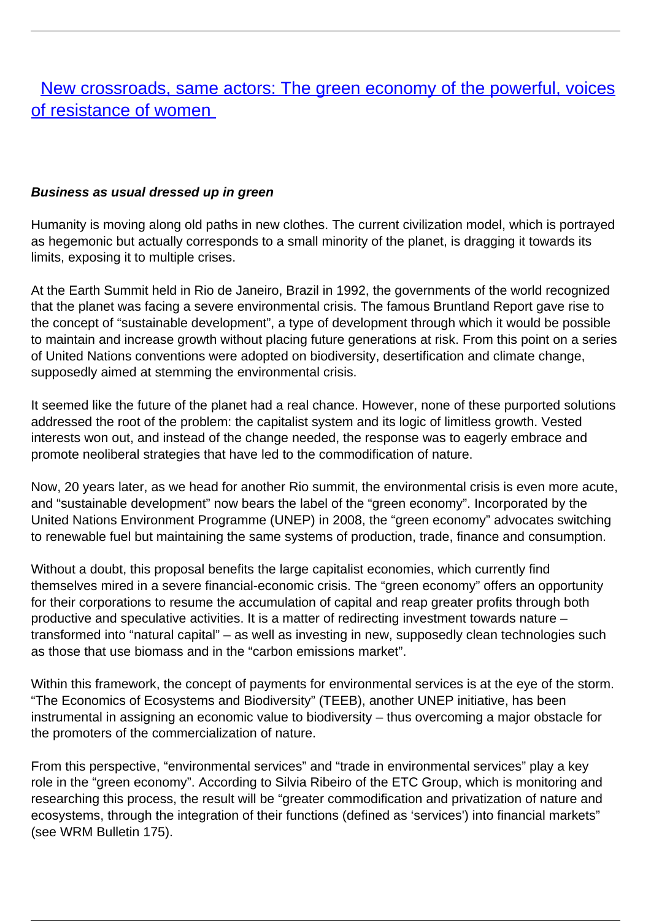# New crossroads, same actors: The green economy of the powerful, voices of resistance of women

**_Business as usual dressed up in green_**

Humanity is moving along old paths in new clothes. The current civilization model, which is portrayed as hegemonic but actually corresponds to a small minority of the planet, is dragging it towards its limits, exposing it to multiple crises.

At the Earth Summit held in Rio de Janeiro, Brazil in 1992, the governments of the world recognized that the planet was facing a severe environmental crisis. The famous Bruntland Report gave rise to the concept of "sustainable development", a type of development through which it would be possible to maintain and increase growth without placing future generations at risk. From this point on a series of United Nations conventions were adopted on biodiversity, desertification and climate change, supposedly aimed at stemming the environmental crisis.

It seemed like the future of the planet had a real chance. However, none of these purported solutions addressed the root of the problem: the capitalist system and its logic of limitless growth. Vested interests won out, and instead of the change needed, the response was to eagerly embrace and promote neoliberal strategies that have led to the commodification of nature.

Now, 20 years later, as we head for another Rio summit, the environmental crisis is even more acute, and "sustainable development" now bears the label of the "green economy". Incorporated by the United Nations Environment Programme (UNEP) in 2008, the "green economy" advocates switching to renewable fuel but maintaining the same systems of production, trade, finance and consumption.

Without a doubt, this proposal benefits the large capitalist economies, which currently find themselves mired in a severe financial-economic crisis. The "green economy" offers an opportunity for their corporations to resume the accumulation of capital and reap greater profits through both productive and speculative activities. It is a matter of redirecting investment towards nature – transformed into "natural capital" – as well as investing in new, supposedly clean technologies such as those that use biomass and in the "carbon emissions market".

Within this framework, the concept of payments for environmental services is at the eye of the storm. "The Economics of Ecosystems and Biodiversity" (TEEB), another UNEP initiative, has been instrumental in assigning an economic value to biodiversity – thus overcoming a major obstacle for the promoters of the commercialization of nature.

From this perspective, "environmental services" and "trade in environmental services" play a key role in the "green economy". According to Silvia Ribeiro of the ETC Group, which is monitoring and researching this process, the result will be "greater commodification and privatization of nature and ecosystems, through the integration of their functions (defined as 'services') into financial markets" (see WRM Bulletin 175).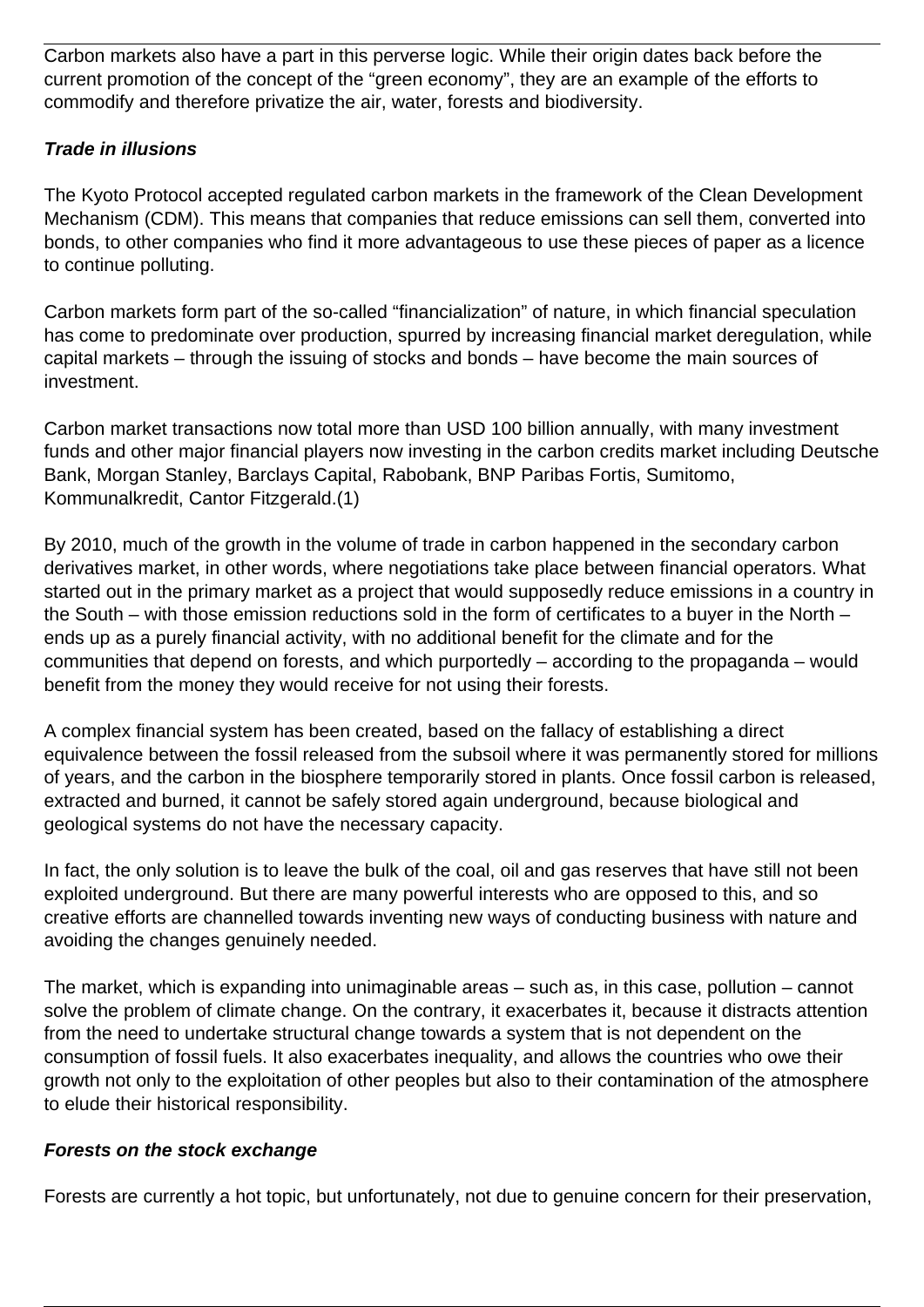Carbon markets also have a part in this perverse logic. While their origin dates back before the current promotion of the concept of the "green economy", they are an example of the efforts to commodify and therefore privatize the air, water, forests and biodiversity.

***Trade in illusions***

The Kyoto Protocol accepted regulated carbon markets in the framework of the Clean Development Mechanism (CDM). This means that companies that reduce emissions can sell them, converted into bonds, to other companies who find it more advantageous to use these pieces of paper as a licence to continue polluting.

Carbon markets form part of the so-called "financialization" of nature, in which financial speculation has come to predominate over production, spurred by increasing financial market deregulation, while capital markets – through the issuing of stocks and bonds – have become the main sources of investment.

Carbon market transactions now total more than USD 100 billion annually, with many investment funds and other major financial players now investing in the carbon credits market including Deutsche Bank, Morgan Stanley, Barclays Capital, Rabobank, BNP Paribas Fortis, Sumitomo, Kommunalkredit, Cantor Fitzgerald.(1)

By 2010, much of the growth in the volume of trade in carbon happened in the secondary carbon derivatives market, in other words, where negotiations take place between financial operators. What started out in the primary market as a project that would supposedly reduce emissions in a country in the South – with those emission reductions sold in the form of certificates to a buyer in the North – ends up as a purely financial activity, with no additional benefit for the climate and for the communities that depend on forests, and which purportedly – according to the propaganda – would benefit from the money they would receive for not using their forests.

A complex financial system has been created, based on the fallacy of establishing a direct equivalence between the fossil released from the subsoil where it was permanently stored for millions of years, and the carbon in the biosphere temporarily stored in plants. Once fossil carbon is released, extracted and burned, it cannot be safely stored again underground, because biological and geological systems do not have the necessary capacity.

In fact, the only solution is to leave the bulk of the coal, oil and gas reserves that have still not been exploited underground. But there are many powerful interests who are opposed to this, and so creative efforts are channelled towards inventing new ways of conducting business with nature and avoiding the changes genuinely needed.

The market, which is expanding into unimaginable areas – such as, in this case, pollution – cannot solve the problem of climate change. On the contrary, it exacerbates it, because it distracts attention from the need to undertake structural change towards a system that is not dependent on the consumption of fossil fuels. It also exacerbates inequality, and allows the countries who owe their growth not only to the exploitation of other peoples but also to their contamination of the atmosphere to elude their historical responsibility.

***Forests on the stock exchange***

Forests are currently a hot topic, but unfortunately, not due to genuine concern for their preservation,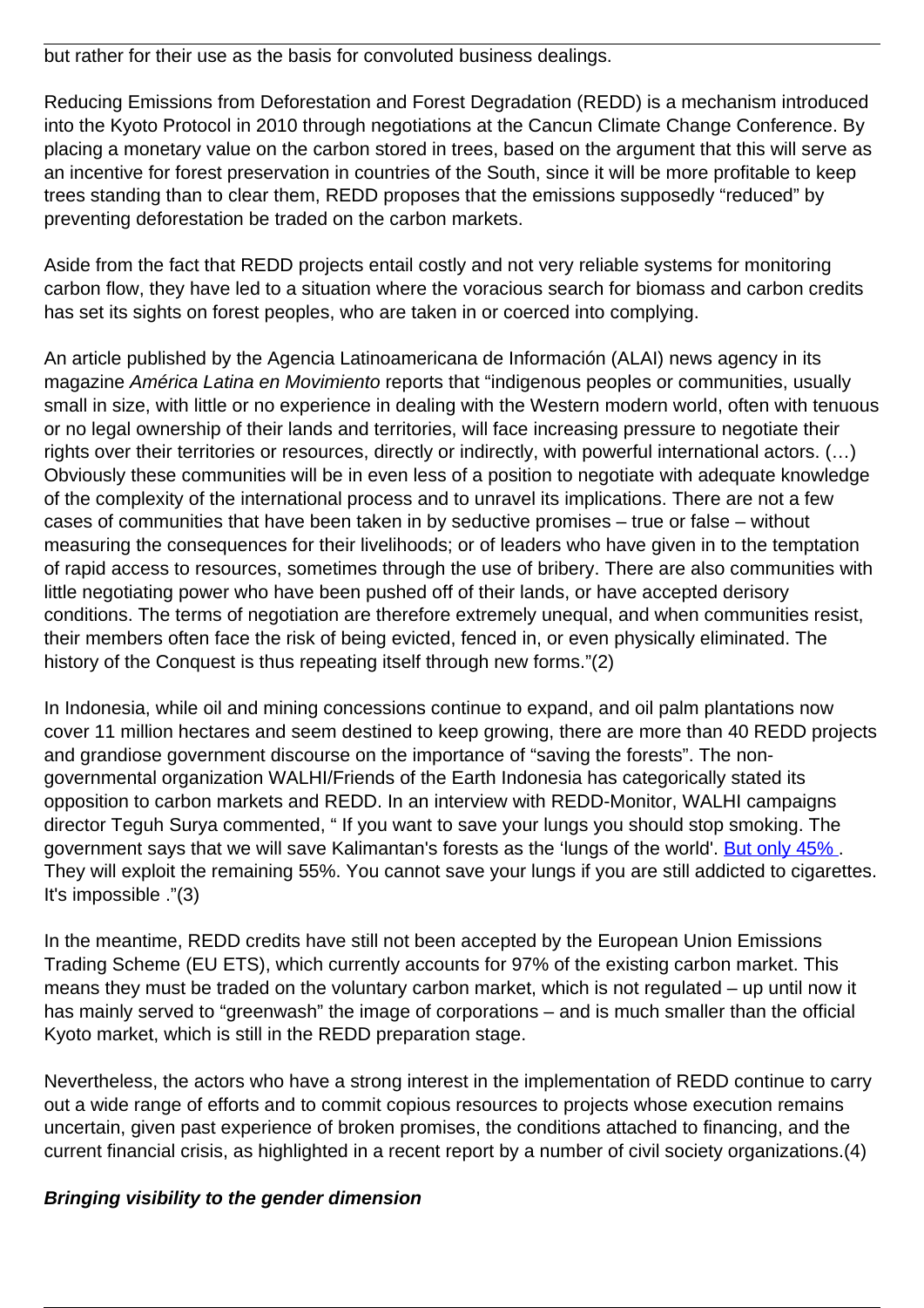but rather for their use as the basis for convoluted business dealings.

Reducing Emissions from Deforestation and Forest Degradation (REDD) is a mechanism introduced into the Kyoto Protocol in 2010 through negotiations at the Cancun Climate Change Conference. By placing a monetary value on the carbon stored in trees, based on the argument that this will serve as an incentive for forest preservation in countries of the South, since it will be more profitable to keep trees standing than to clear them, REDD proposes that the emissions supposedly "reduced" by preventing deforestation be traded on the carbon markets.

Aside from the fact that REDD projects entail costly and not very reliable systems for monitoring carbon flow, they have led to a situation where the voracious search for biomass and carbon credits has set its sights on forest peoples, who are taken in or coerced into complying.

An article published by the Agencia Latinoamericana de Información (ALAI) news agency in its magazine *América Latina en Movimiento* reports that "indigenous peoples or communities, usually small in size, with little or no experience in dealing with the Western modern world, often with tenuous or no legal ownership of their lands and territories, will face increasing pressure to negotiate their rights over their territories or resources, directly or indirectly, with powerful international actors. (…) Obviously these communities will be in even less of a position to negotiate with adequate knowledge of the complexity of the international process and to unravel its implications. There are not a few cases of communities that have been taken in by seductive promises – true or false – without measuring the consequences for their livelihoods; or of leaders who have given in to the temptation of rapid access to resources, sometimes through the use of bribery. There are also communities with little negotiating power who have been pushed off of their lands, or have accepted derisory conditions. The terms of negotiation are therefore extremely unequal, and when communities resist, their members often face the risk of being evicted, fenced in, or even physically eliminated. The history of the Conquest is thus repeating itself through new forms."(2)

In Indonesia, while oil and mining concessions continue to expand, and oil palm plantations now cover 11 million hectares and seem destined to keep growing, there are more than 40 REDD projects and grandiose government discourse on the importance of "saving the forests". The non-governmental organization WALHI/Friends of the Earth Indonesia has categorically stated its opposition to carbon markets and REDD. In an interview with REDD-Monitor, WALHI campaigns director Teguh Surya commented, " If you want to save your lungs you should stop smoking. The government says that we will save Kalimantan's forests as the 'lungs of the world'. But only 45% . They will exploit the remaining 55%. You cannot save your lungs if you are still addicted to cigarettes. It's impossible ."(3)

In the meantime, REDD credits have still not been accepted by the European Union Emissions Trading Scheme (EU ETS), which currently accounts for 97% of the existing carbon market. This means they must be traded on the voluntary carbon market, which is not regulated – up until now it has mainly served to "greenwash" the image of corporations – and is much smaller than the official Kyoto market, which is still in the REDD preparation stage.

Nevertheless, the actors who have a strong interest in the implementation of REDD continue to carry out a wide range of efforts and to commit copious resources to projects whose execution remains uncertain, given past experience of broken promises, the conditions attached to financing, and the current financial crisis, as highlighted in a recent report by a number of civil society organizations.(4)

***Bringing visibility to the gender dimension***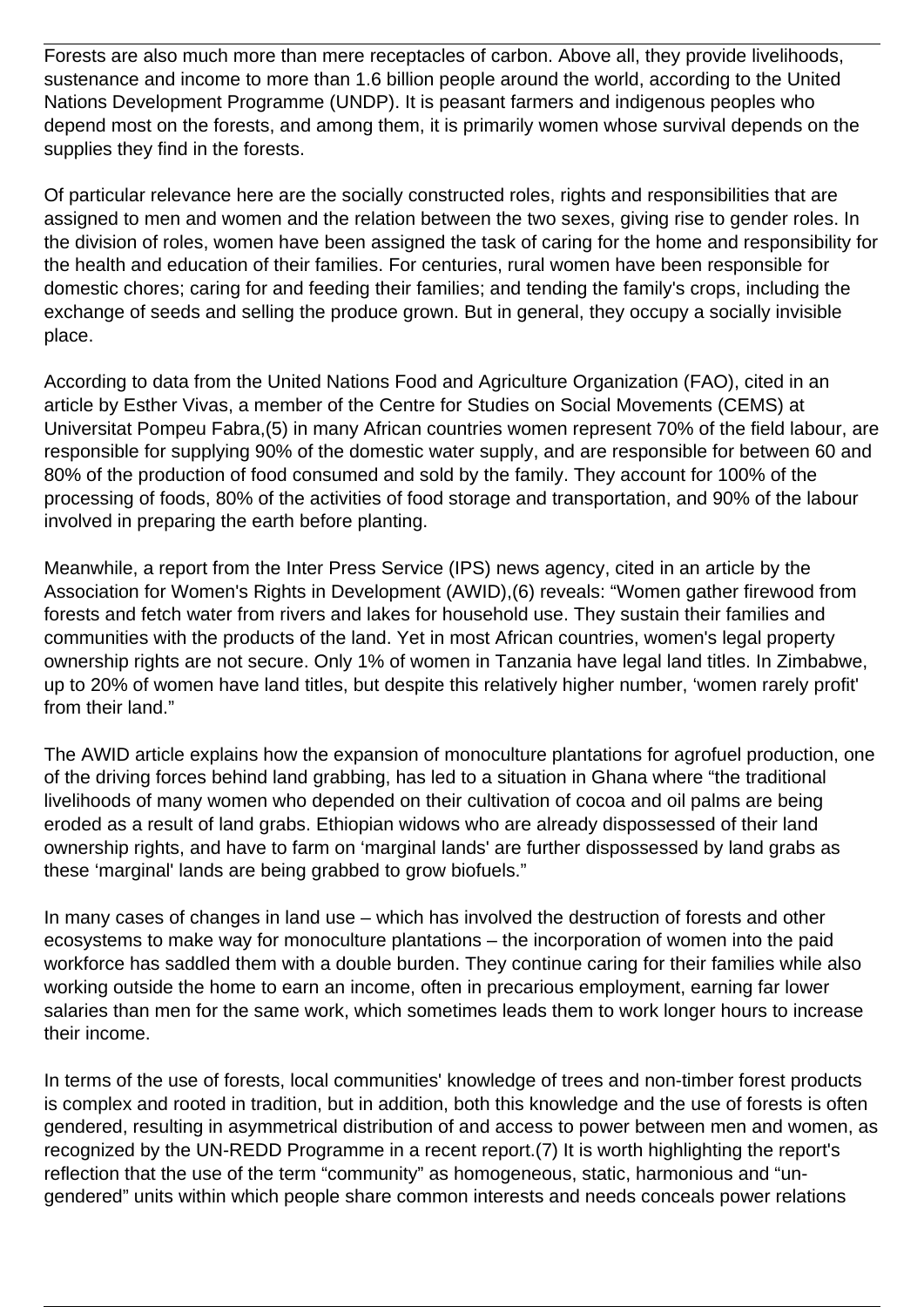Forests are also much more than mere receptacles of carbon. Above all, they provide livelihoods, sustenance and income to more than 1.6 billion people around the world, according to the United Nations Development Programme (UNDP). It is peasant farmers and indigenous peoples who depend most on the forests, and among them, it is primarily women whose survival depends on the supplies they find in the forests.

Of particular relevance here are the socially constructed roles, rights and responsibilities that are assigned to men and women and the relation between the two sexes, giving rise to gender roles. In the division of roles, women have been assigned the task of caring for the home and responsibility for the health and education of their families. For centuries, rural women have been responsible for domestic chores; caring for and feeding their families; and tending the family's crops, including the exchange of seeds and selling the produce grown. But in general, they occupy a socially invisible place.

According to data from the United Nations Food and Agriculture Organization (FAO), cited in an article by Esther Vivas, a member of the Centre for Studies on Social Movements (CEMS) at Universitat Pompeu Fabra,(5) in many African countries women represent 70% of the field labour, are responsible for supplying 90% of the domestic water supply, and are responsible for between 60 and 80% of the production of food consumed and sold by the family. They account for 100% of the processing of foods, 80% of the activities of food storage and transportation, and 90% of the labour involved in preparing the earth before planting.

Meanwhile, a report from the Inter Press Service (IPS) news agency, cited in an article by the Association for Women's Rights in Development (AWID),(6) reveals: "Women gather firewood from forests and fetch water from rivers and lakes for household use. They sustain their families and communities with the products of the land. Yet in most African countries, women's legal property ownership rights are not secure. Only 1% of women in Tanzania have legal land titles. In Zimbabwe, up to 20% of women have land titles, but despite this relatively higher number, 'women rarely profit' from their land."

The AWID article explains how the expansion of monoculture plantations for agrofuel production, one of the driving forces behind land grabbing, has led to a situation in Ghana where "the traditional livelihoods of many women who depended on their cultivation of cocoa and oil palms are being eroded as a result of land grabs. Ethiopian widows who are already dispossessed of their land ownership rights, and have to farm on 'marginal lands' are further dispossessed by land grabs as these 'marginal' lands are being grabbed to grow biofuels."

In many cases of changes in land use – which has involved the destruction of forests and other ecosystems to make way for monoculture plantations – the incorporation of women into the paid workforce has saddled them with a double burden. They continue caring for their families while also working outside the home to earn an income, often in precarious employment, earning far lower salaries than men for the same work, which sometimes leads them to work longer hours to increase their income.

In terms of the use of forests, local communities' knowledge of trees and non-timber forest products is complex and rooted in tradition, but in addition, both this knowledge and the use of forests is often gendered, resulting in asymmetrical distribution of and access to power between men and women, as recognized by the UN-REDD Programme in a recent report.(7) It is worth highlighting the report's reflection that the use of the term "community" as homogeneous, static, harmonious and "un-gendered" units within which people share common interests and needs conceals power relations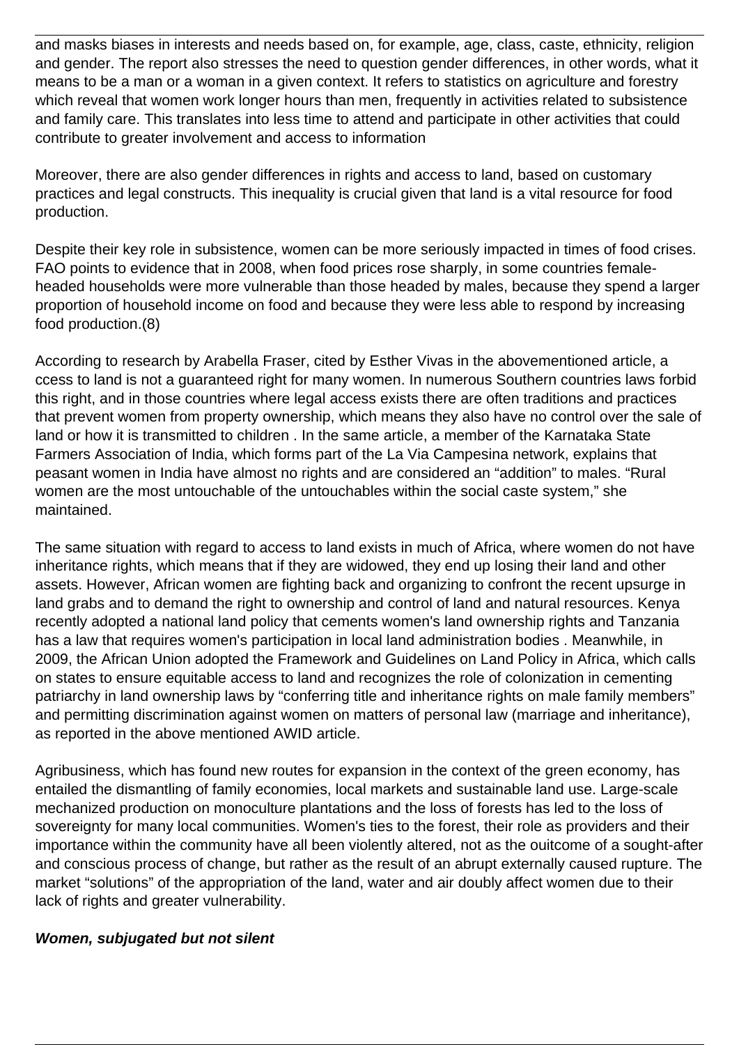and masks biases in interests and needs based on, for example, age, class, caste, ethnicity, religion and gender. The report also stresses the need to question gender differences, in other words, what it means to be a man or a woman in a given context. It refers to statistics on agriculture and forestry which reveal that women work longer hours than men, frequently in activities related to subsistence and family care. This translates into less time to attend and participate in other activities that could contribute to greater involvement and access to information

Moreover, there are also gender differences in rights and access to land, based on customary practices and legal constructs. This inequality is crucial given that land is a vital resource for food production.

Despite their key role in subsistence, women can be more seriously impacted in times of food crises. FAO points to evidence that in 2008, when food prices rose sharply, in some countries female-headed households were more vulnerable than those headed by males, because they spend a larger proportion of household income on food and because they were less able to respond by increasing food production.(8)

According to research by Arabella Fraser, cited by Esther Vivas in the abovementioned article, a ccess to land is not a guaranteed right for many women. In numerous Southern countries laws forbid this right, and in those countries where legal access exists there are often traditions and practices that prevent women from property ownership, which means they also have no control over the sale of land or how it is transmitted to children . In the same article, a member of the Karnataka State Farmers Association of India, which forms part of the La Via Campesina network, explains that peasant women in India have almost no rights and are considered an "addition" to males. "Rural women are the most untouchable of the untouchables within the social caste system," she maintained.

The same situation with regard to access to land exists in much of Africa, where women do not have inheritance rights, which means that if they are widowed, they end up losing their land and other assets. However, African women are fighting back and organizing to confront the recent upsurge in land grabs and to demand the right to ownership and control of land and natural resources. Kenya recently adopted a national land policy that cements women's land ownership rights and Tanzania has a law that requires women's participation in local land administration bodies . Meanwhile, in 2009, the African Union adopted the Framework and Guidelines on Land Policy in Africa, which calls on states to ensure equitable access to land and recognizes the role of colonization in cementing patriarchy in land ownership laws by "conferring title and inheritance rights on male family members" and permitting discrimination against women on matters of personal law (marriage and inheritance), as reported in the above mentioned AWID article.

Agribusiness, which has found new routes for expansion in the context of the green economy, has entailed the dismantling of family economies, local markets and sustainable land use. Large-scale mechanized production on monoculture plantations and the loss of forests has led to the loss of sovereignty for many local communities. Women's ties to the forest, their role as providers and their importance within the community have all been violently altered, not as the ouitcome of a sought-after and conscious process of change, but rather as the result of an abrupt externally caused rupture. The market "solutions" of the appropriation of the land, water and air doubly affect women due to their lack of rights and greater vulnerability.

***Women, subjugated but not silent***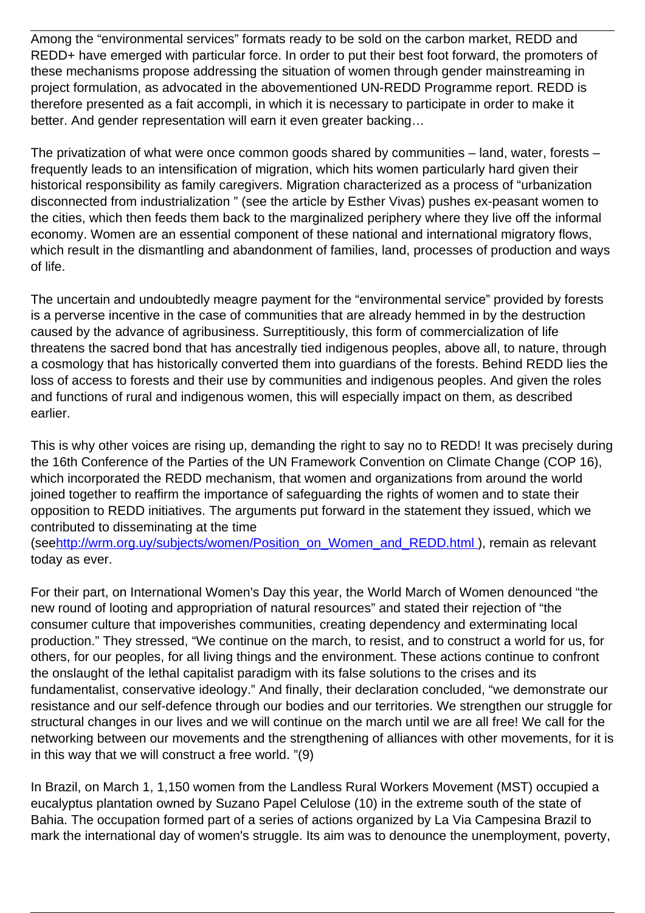Among the “environmental services” formats ready to be sold on the carbon market, REDD and REDD+ have emerged with particular force. In order to put their best foot forward, the promoters of these mechanisms propose addressing the situation of women through gender mainstreaming in project formulation, as advocated in the abovementioned UN-REDD Programme report. REDD is therefore presented as a fait accompli, in which it is necessary to participate in order to make it better. And gender representation will earn it even greater backing…

The privatization of what were once common goods shared by communities – land, water, forests – frequently leads to an intensification of migration, which hits women particularly hard given their historical responsibility as family caregivers. Migration characterized as a process of “urbanization disconnected from industrialization ” (see the article by Esther Vivas) pushes ex-peasant women to the cities, which then feeds them back to the marginalized periphery where they live off the informal economy. Women are an essential component of these national and international migratory flows, which result in the dismantling and abandonment of families, land, processes of production and ways of life.

The uncertain and undoubtedly meagre payment for the “environmental service” provided by forests is a perverse incentive in the case of communities that are already hemmed in by the destruction caused by the advance of agribusiness. Surreptitiously, this form of commercialization of life threatens the sacred bond that has ancestrally tied indigenous peoples, above all, to nature, through a cosmology that has historically converted them into guardians of the forests. Behind REDD lies the loss of access to forests and their use by communities and indigenous peoples. And given the roles and functions of rural and indigenous women, this will especially impact on them, as described earlier.

This is why other voices are rising up, demanding the right to say no to REDD! It was precisely during the 16th Conference of the Parties of the UN Framework Convention on Climate Change (COP 16), which incorporated the REDD mechanism, that women and organizations from around the world joined together to reaffirm the importance of safeguarding the rights of women and to state their opposition to REDD initiatives. The arguments put forward in the statement they issued, which we contributed to disseminating at the time (seehttp://wrm.org.uy/subjects/women/Position_on_Women_and_REDD.html ), remain as relevant today as ever.

For their part, on International Women's Day this year, the World March of Women denounced “the new round of looting and appropriation of natural resources” and stated their rejection of “the consumer culture that impoverishes communities, creating dependency and exterminating local production.” They stressed, “We continue on the march, to resist, and to construct a world for us, for others, for our peoples, for all living things and the environment. These actions continue to confront the onslaught of the lethal capitalist paradigm with its false solutions to the crises and its fundamentalist, conservative ideology.” And finally, their declaration concluded, “we demonstrate our resistance and our self-defence through our bodies and our territories. We strengthen our struggle for structural changes in our lives and we will continue on the march until we are all free! We call for the networking between our movements and the strengthening of alliances with other movements, for it is in this way that we will construct a free world. ”(9)

In Brazil, on March 1, 1,150 women from the Landless Rural Workers Movement (MST) occupied a eucalyptus plantation owned by Suzano Papel Celulose (10) in the extreme south of the state of Bahia. The occupation formed part of a series of actions organized by La Via Campesina Brazil to mark the international day of women's struggle. Its aim was to denounce the unemployment, poverty,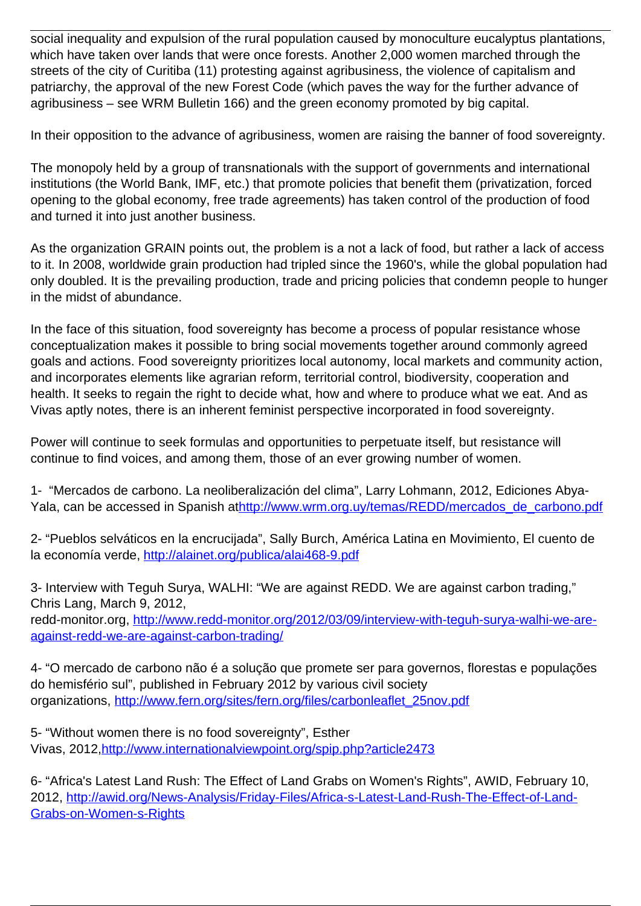social inequality and expulsion of the rural population caused by monoculture eucalyptus plantations, which have taken over lands that were once forests. Another 2,000 women marched through the streets of the city of Curitiba (11) protesting against agribusiness, the violence of capitalism and patriarchy, the approval of the new Forest Code (which paves the way for the further advance of agribusiness – see WRM Bulletin 166) and the green economy promoted by big capital.

In their opposition to the advance of agribusiness, women are raising the banner of food sovereignty.

The monopoly held by a group of transnationals with the support of governments and international institutions (the World Bank, IMF, etc.) that promote policies that benefit them (privatization, forced opening to the global economy, free trade agreements) has taken control of the production of food and turned it into just another business.

As the organization GRAIN points out, the problem is a not a lack of food, but rather a lack of access to it. In 2008, worldwide grain production had tripled since the 1960's, while the global population had only doubled. It is the prevailing production, trade and pricing policies that condemn people to hunger in the midst of abundance.

In the face of this situation, food sovereignty has become a process of popular resistance whose conceptualization makes it possible to bring social movements together around commonly agreed goals and actions. Food sovereignty prioritizes local autonomy, local markets and community action, and incorporates elements like agrarian reform, territorial control, biodiversity, cooperation and health. It seeks to regain the right to decide what, how and where to produce what we eat. And as Vivas aptly notes, there is an inherent feminist perspective incorporated in food sovereignty.

Power will continue to seek formulas and opportunities to perpetuate itself, but resistance will continue to find voices, and among them, those of an ever growing number of women.

1- "Mercados de carbono. La neoliberalización del clima", Larry Lohmann, 2012, Ediciones Abya-Yala, can be accessed in Spanish athttp://www.wrm.org.uy/temas/REDD/mercados_de_carbono.pdf

2- "Pueblos selváticos en la encrucijada", Sally Burch, América Latina en Movimiento, El cuento de la economía verde, http://alainet.org/publica/alai468-9.pdf

3- Interview with Teguh Surya, WALHI: "We are against REDD. We are against carbon trading," Chris Lang, March 9, 2012, redd-monitor.org, http://www.redd-monitor.org/2012/03/09/interview-with-teguh-surya-walhi-we-are-against-redd-we-are-against-carbon-trading/

4- "O mercado de carbono não é a solução que promete ser para governos, florestas e populações do hemisfério sul", published in February 2012 by various civil society organizations, http://www.fern.org/sites/fern.org/files/carbonleaflet_25nov.pdf

5- "Without women there is no food sovereignty", Esther Vivas, 2012,http://www.internationalviewpoint.org/spip.php?article2473

6- "Africa's Latest Land Rush: The Effect of Land Grabs on Women's Rights", AWID, February 10, 2012, http://awid.org/News-Analysis/Friday-Files/Africa-s-Latest-Land-Rush-The-Effect-of-Land-Grabs-on-Women-s-Rights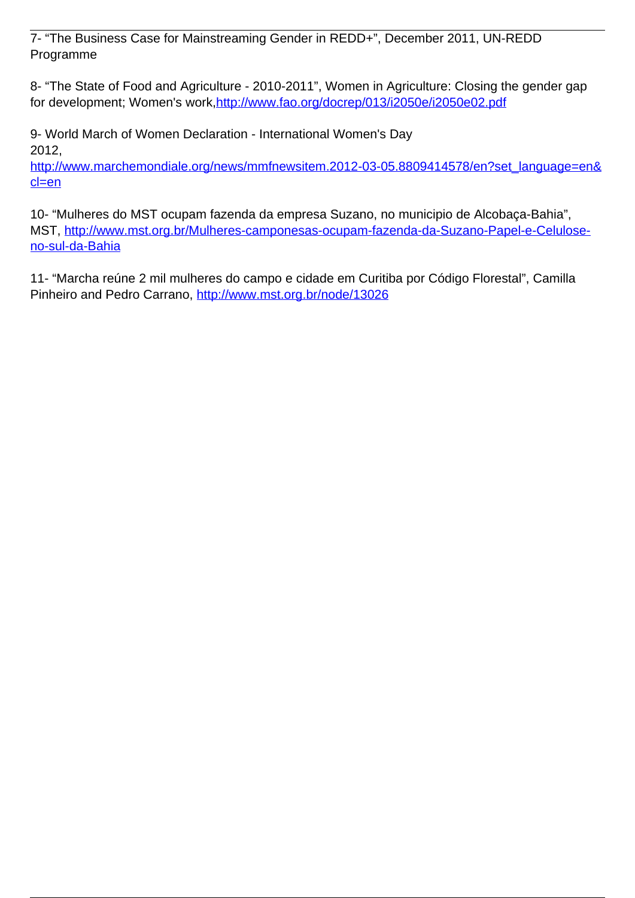7- “The Business Case for Mainstreaming Gender in REDD+”, December 2011, UN-REDD Programme

8- “The State of Food and Agriculture - 2010-2011”, Women in Agriculture: Closing the gender gap for development; Women's work,http://www.fao.org/docrep/013/i2050e/i2050e02.pdf

9- World March of Women Declaration - International Women's Day 2012, http://www.marchemondiale.org/news/mmfnewsitem.2012-03-05.8809414578/en?set_language=en&cl=en

10- “Mulheres do MST ocupam fazenda da empresa Suzano, no municipio de Alcobaça-Bahia”, MST, http://www.mst.org.br/Mulheres-camponesas-ocupam-fazenda-da-Suzano-Papel-e-Celulose-no-sul-da-Bahia

11- “Marcha reúne 2 mil mulheres do campo e cidade em Curitiba por Código Florestal”, Camilla Pinheiro and Pedro Carrano, http://www.mst.org.br/node/13026